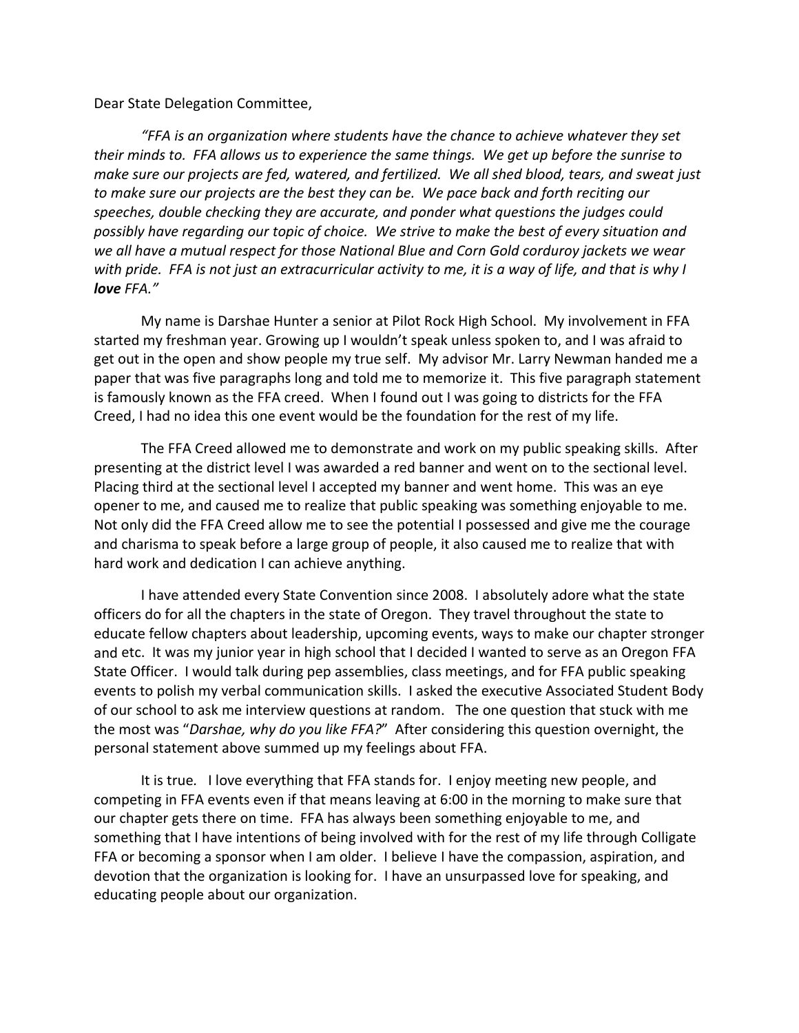Dear State Delegation Committee,

*"FFA is an organization where students have the chance to achieve whatever they set their minds to. FFA allows us to experience the same things. We get up before the sunrise to make sure our projects are fed, watered, and fertilized. We all shed blood, tears, and sweat just to make sure our projects are the best they can be. We pace back and forth reciting our speeches, double checking they are accurate, and ponder what questions the judges could possibly have regarding our topic of choice. We strive to make the best of every situation and we all have a mutual respect for those National Blue and Corn Gold corduroy jackets we wear with pride. FFA is not just an extracurricular activity to me, it is a way of life, and that is why I **love** FFA."*

My name is Darshae Hunter a senior at Pilot Rock High School. My involvement in FFA started my freshman year. Growing up I wouldn't speak unless spoken to, and I was afraid to get out in the open and show people my true self. My advisor Mr. Larry Newman handed me a paper that was five paragraphs long and told me to memorize it. This five paragraph statement is famously known as the FFA creed. When I found out I was going to districts for the FFA Creed, I had no idea this one event would be the foundation for the rest of my life.

The FFA Creed allowed me to demonstrate and work on my public speaking skills. After presenting at the district level I was awarded a red banner and went on to the sectional level. Placing third at the sectional level I accepted my banner and went home. This was an eye opener to me, and caused me to realize that public speaking was something enjoyable to me. Not only did the FFA Creed allow me to see the potential I possessed and give me the courage and charisma to speak before a large group of people, it also caused me to realize that with hard work and dedication I can achieve anything.

I have attended every State Convention since 2008. I absolutely adore what the state officers do for all the chapters in the state of Oregon. They travel throughout the state to educate fellow chapters about leadership, upcoming events, ways to make our chapter stronger and etc. It was my junior year in high school that I decided I wanted to serve as an Oregon FFA State Officer. I would talk during pep assemblies, class meetings, and for FFA public speaking events to polish my verbal communication skills. I asked the executive Associated Student Body of our school to ask me interview questions at random. The one question that stuck with me the most was "*Darshae, why do you like FFA?*" After considering this question overnight, the personal statement above summed up my feelings about FFA.

It is true. I love everything that FFA stands for. I enjoy meeting new people, and competing in FFA events even if that means leaving at 6:00 in the morning to make sure that our chapter gets there on time. FFA has always been something enjoyable to me, and something that I have intentions of being involved with for the rest of my life through Colligate FFA or becoming a sponsor when I am older. I believe I have the compassion, aspiration, and devotion that the organization is looking for. I have an unsurpassed love for speaking, and educating people about our organization.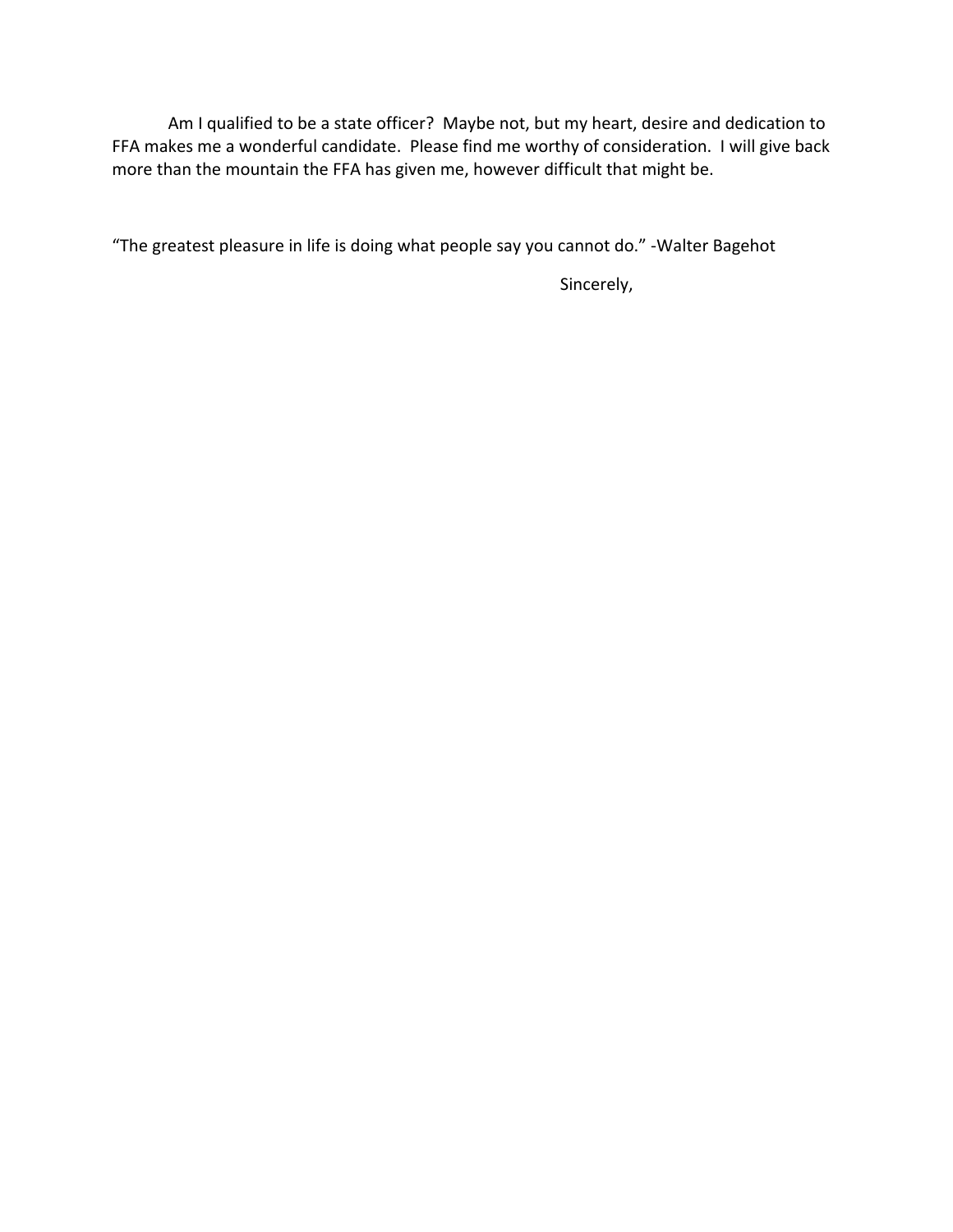Am I qualified to be a state officer? Maybe not, but my heart, desire and dedication to FFA makes me a wonderful candidate. Please find me worthy of consideration. I will give back more than the mountain the FFA has given me, however difficult that might be.

"The greatest pleasure in life is doing what people say you cannot do." -Walter Bagehot

Sincerely,